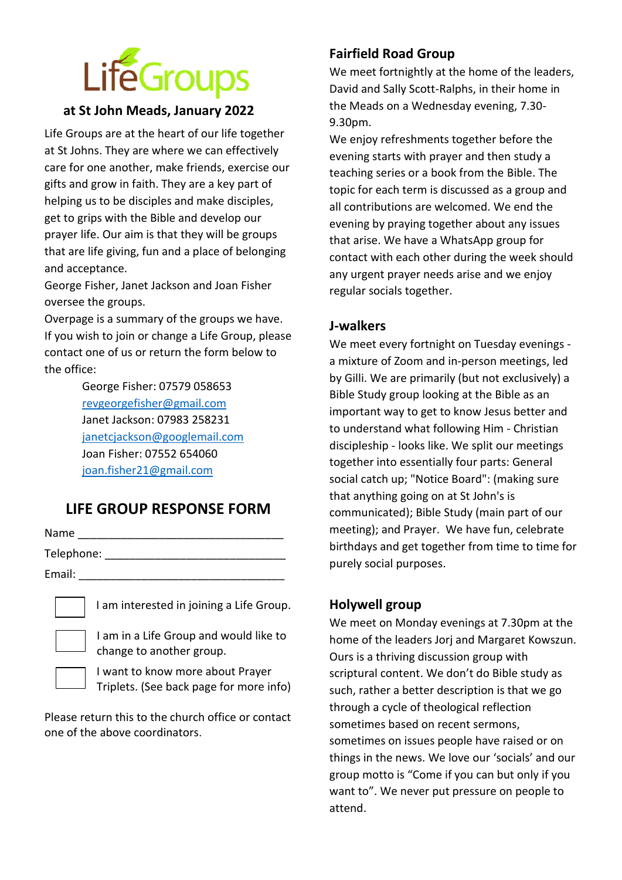# LifeGroups

## at St John Meads, January 2022

Life Groups are at the heart of our life together at St Johns. They are where we can effectively care for one another, make friends, exercise our gifts and grow in faith. They are a key part of helping us to be disciples and make disciples, get to grips with the Bible and develop our prayer life. Our aim is that they will be groups that are life giving, fun and a place of belonging and acceptance.

George Fisher, Janet Jackson and Joan Fisher oversee the groups.

Overpage is a summary of the groups we have. If you wish to join or change a Life Group, please contact one of us or return the form below to the office:

George Fisher: 07579 058653
revgeorgefisher@gmail.com
Janet Jackson: 07983 258231
janetcjackson@googlemail.com
Joan Fisher: 07552 654060
joan.fisher21@gmail.com

## LIFE GROUP RESPONSE FORM

Name ________________________________

Telephone: ____________________________

Email: ________________________________

☐ I am interested in joining a Life Group.

☐ I am in a Life Group and would like to change to another group.

☐ I want to know more about Prayer Triplets. (See back page for more info)

Please return this to the church office or contact one of the above coordinators.

### Fairfield Road Group

We meet fortnightly at the home of the leaders, David and Sally Scott-Ralphs, in their home in the Meads on a Wednesday evening, 7.30-9.30pm.

We enjoy refreshments together before the evening starts with prayer and then study a teaching series or a book from the Bible. The topic for each term is discussed as a group and all contributions are welcomed. We end the evening by praying together about any issues that arise. We have a WhatsApp group for contact with each other during the week should any urgent prayer needs arise and we enjoy regular socials together.

### J-walkers

We meet every fortnight on Tuesday evenings - a mixture of Zoom and in-person meetings, led by Gilli. We are primarily (but not exclusively) a Bible Study group looking at the Bible as an important way to get to know Jesus better and to understand what following Him - Christian discipleship - looks like. We split our meetings together into essentially four parts: General social catch up; "Notice Board": (making sure that anything going on at St John's is communicated); Bible Study (main part of our meeting); and Prayer. We have fun, celebrate birthdays and get together from time to time for purely social purposes.

### Holywell group

We meet on Monday evenings at 7.30pm at the home of the leaders Jorj and Margaret Kowszun. Ours is a thriving discussion group with scriptural content. We don't do Bible study as such, rather a better description is that we go through a cycle of theological reflection sometimes based on recent sermons, sometimes on issues people have raised or on things in the news. We love our 'socials' and our group motto is "Come if you can but only if you want to". We never put pressure on people to attend.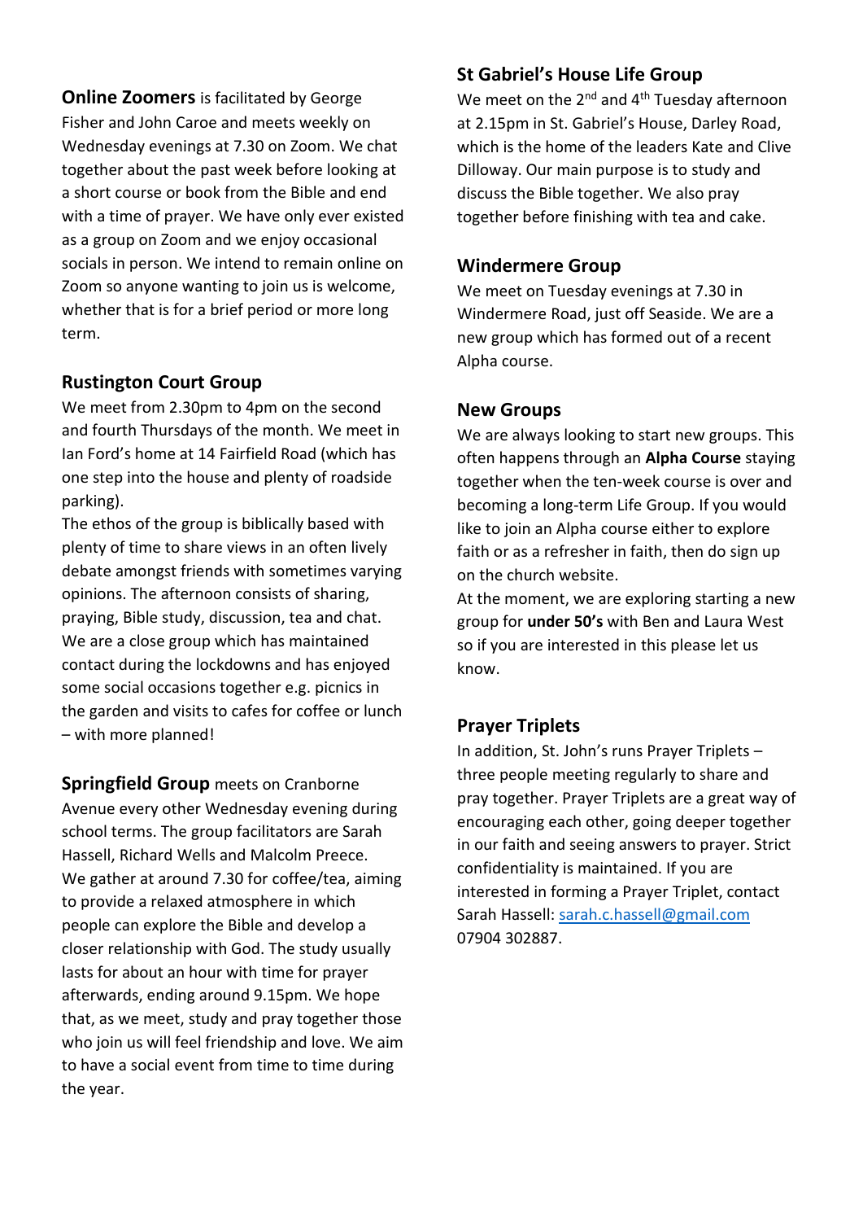**Online Zoomers** is facilitated by George Fisher and John Caroe and meets weekly on Wednesday evenings at 7.30 on Zoom. We chat together about the past week before looking at a short course or book from the Bible and end with a time of prayer. We have only ever existed as a group on Zoom and we enjoy occasional socials in person. We intend to remain online on Zoom so anyone wanting to join us is welcome, whether that is for a brief period or more long term.

### Rustington Court Group

We meet from 2.30pm to 4pm on the second and fourth Thursdays of the month. We meet in Ian Ford's home at 14 Fairfield Road (which has one step into the house and plenty of roadside parking).

The ethos of the group is biblically based with plenty of time to share views in an often lively debate amongst friends with sometimes varying opinions. The afternoon consists of sharing, praying, Bible study, discussion, tea and chat. We are a close group which has maintained contact during the lockdowns and has enjoyed some social occasions together e.g. picnics in the garden and visits to cafes for coffee or lunch – with more planned!

**Springfield Group** meets on Cranborne Avenue every other Wednesday evening during school terms. The group facilitators are Sarah Hassell, Richard Wells and Malcolm Preece. We gather at around 7.30 for coffee/tea, aiming to provide a relaxed atmosphere in which people can explore the Bible and develop a closer relationship with God. The study usually lasts for about an hour with time for prayer afterwards, ending around 9.15pm. We hope that, as we meet, study and pray together those who join us will feel friendship and love. We aim to have a social event from time to time during the year.

### St Gabriel's House Life Group

We meet on the 2nd and 4th Tuesday afternoon at 2.15pm in St. Gabriel's House, Darley Road, which is the home of the leaders Kate and Clive Dilloway. Our main purpose is to study and discuss the Bible together. We also pray together before finishing with tea and cake.

### Windermere Group

We meet on Tuesday evenings at 7.30 in Windermere Road, just off Seaside. We are a new group which has formed out of a recent Alpha course.

### New Groups

We are always looking to start new groups. This often happens through an **Alpha Course** staying together when the ten-week course is over and becoming a long-term Life Group. If you would like to join an Alpha course either to explore faith or as a refresher in faith, then do sign up on the church website.

At the moment, we are exploring starting a new group for **under 50's** with Ben and Laura West so if you are interested in this please let us know.

### Prayer Triplets

In addition, St. John's runs Prayer Triplets – three people meeting regularly to share and pray together. Prayer Triplets are a great way of encouraging each other, going deeper together in our faith and seeing answers to prayer. Strict confidentiality is maintained. If you are interested in forming a Prayer Triplet, contact Sarah Hassell: sarah.c.hassell@gmail.com 07904 302887.